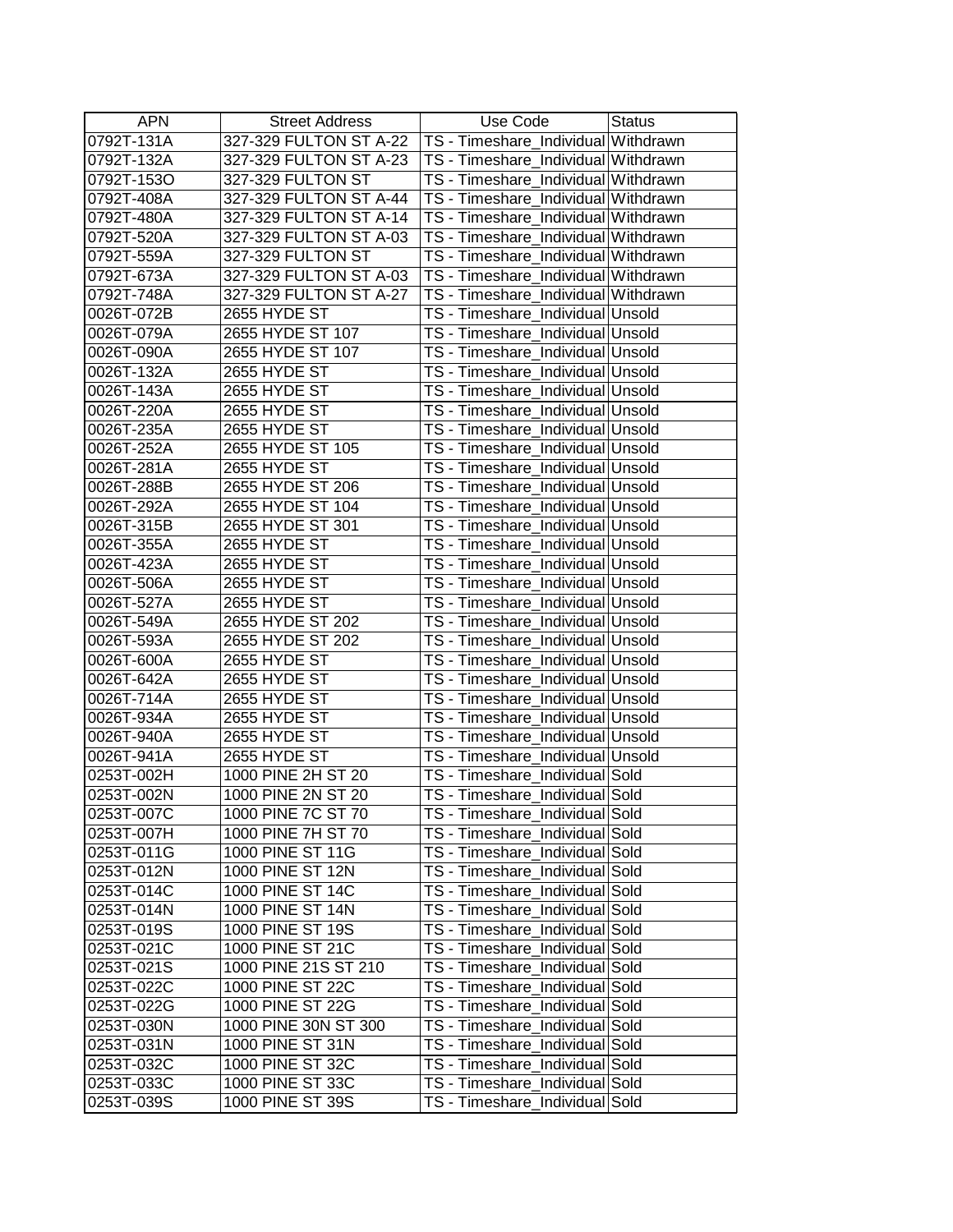| APN | Street Address | Use Code | Status |
|---|---|---|---|
| 0792T-131A | 327-329 FULTON ST A-22 | TS - Timeshare_Individual | Withdrawn |
| 0792T-132A | 327-329 FULTON ST A-23 | TS - Timeshare_Individual | Withdrawn |
| 0792T-153O | 327-329 FULTON ST | TS - Timeshare_Individual | Withdrawn |
| 0792T-408A | 327-329 FULTON ST A-44 | TS - Timeshare_Individual | Withdrawn |
| 0792T-480A | 327-329 FULTON ST A-14 | TS - Timeshare_Individual | Withdrawn |
| 0792T-520A | 327-329 FULTON ST A-03 | TS - Timeshare_Individual | Withdrawn |
| 0792T-559A | 327-329 FULTON ST | TS - Timeshare_Individual | Withdrawn |
| 0792T-673A | 327-329 FULTON ST A-03 | TS - Timeshare_Individual | Withdrawn |
| 0792T-748A | 327-329 FULTON ST A-27 | TS - Timeshare_Individual | Withdrawn |
| 0026T-072B | 2655 HYDE ST | TS - Timeshare_Individual | Unsold |
| 0026T-079A | 2655 HYDE ST 107 | TS - Timeshare_Individual | Unsold |
| 0026T-090A | 2655 HYDE ST 107 | TS - Timeshare_Individual | Unsold |
| 0026T-132A | 2655 HYDE ST | TS - Timeshare_Individual | Unsold |
| 0026T-143A | 2655 HYDE ST | TS - Timeshare_Individual | Unsold |
| 0026T-220A | 2655 HYDE ST | TS - Timeshare_Individual | Unsold |
| 0026T-235A | 2655 HYDE ST | TS - Timeshare_Individual | Unsold |
| 0026T-252A | 2655 HYDE ST 105 | TS - Timeshare_Individual | Unsold |
| 0026T-281A | 2655 HYDE ST | TS - Timeshare_Individual | Unsold |
| 0026T-288B | 2655 HYDE ST 206 | TS - Timeshare_Individual | Unsold |
| 0026T-292A | 2655 HYDE ST 104 | TS - Timeshare_Individual | Unsold |
| 0026T-315B | 2655 HYDE ST 301 | TS - Timeshare_Individual | Unsold |
| 0026T-355A | 2655 HYDE ST | TS - Timeshare_Individual | Unsold |
| 0026T-423A | 2655 HYDE ST | TS - Timeshare_Individual | Unsold |
| 0026T-506A | 2655 HYDE ST | TS - Timeshare_Individual | Unsold |
| 0026T-527A | 2655 HYDE ST | TS - Timeshare_Individual | Unsold |
| 0026T-549A | 2655 HYDE ST 202 | TS - Timeshare_Individual | Unsold |
| 0026T-593A | 2655 HYDE ST 202 | TS - Timeshare_Individual | Unsold |
| 0026T-600A | 2655 HYDE ST | TS - Timeshare_Individual | Unsold |
| 0026T-642A | 2655 HYDE ST | TS - Timeshare_Individual | Unsold |
| 0026T-714A | 2655 HYDE ST | TS - Timeshare_Individual | Unsold |
| 0026T-934A | 2655 HYDE ST | TS - Timeshare_Individual | Unsold |
| 0026T-940A | 2655 HYDE ST | TS - Timeshare_Individual | Unsold |
| 0026T-941A | 2655 HYDE ST | TS - Timeshare_Individual | Unsold |
| 0253T-002H | 1000 PINE 2H ST 20 | TS - Timeshare_Individual | Sold |
| 0253T-002N | 1000 PINE 2N ST 20 | TS - Timeshare_Individual | Sold |
| 0253T-007C | 1000 PINE 7C ST 70 | TS - Timeshare_Individual | Sold |
| 0253T-007H | 1000 PINE 7H ST 70 | TS - Timeshare_Individual | Sold |
| 0253T-011G | 1000 PINE ST 11G | TS - Timeshare_Individual | Sold |
| 0253T-012N | 1000 PINE ST 12N | TS - Timeshare_Individual | Sold |
| 0253T-014C | 1000 PINE ST 14C | TS - Timeshare_Individual | Sold |
| 0253T-014N | 1000 PINE ST 14N | TS - Timeshare_Individual | Sold |
| 0253T-019S | 1000 PINE ST 19S | TS - Timeshare_Individual | Sold |
| 0253T-021C | 1000 PINE ST 21C | TS - Timeshare_Individual | Sold |
| 0253T-021S | 1000 PINE 21S ST 210 | TS - Timeshare_Individual | Sold |
| 0253T-022C | 1000 PINE ST 22C | TS - Timeshare_Individual | Sold |
| 0253T-022G | 1000 PINE ST 22G | TS - Timeshare_Individual | Sold |
| 0253T-030N | 1000 PINE 30N ST 300 | TS - Timeshare_Individual | Sold |
| 0253T-031N | 1000 PINE ST 31N | TS - Timeshare_Individual | Sold |
| 0253T-032C | 1000 PINE ST 32C | TS - Timeshare_Individual | Sold |
| 0253T-033C | 1000 PINE ST 33C | TS - Timeshare_Individual | Sold |
| 0253T-039S | 1000 PINE ST 39S | TS - Timeshare_Individual | Sold |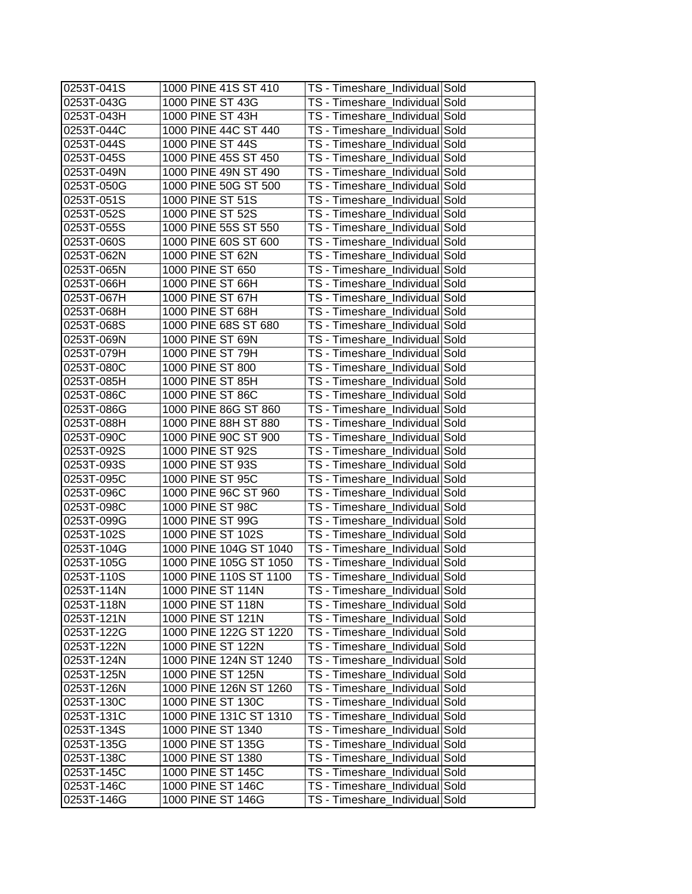| 0253T-041S | 1000 PINE 41S ST 410 | TS - Timeshare_Individual | Sold |
|---|---|---|---|
| 0253T-043G | 1000 PINE ST 43G | TS - Timeshare_Individual | Sold |
| 0253T-043H | 1000 PINE ST 43H | TS - Timeshare_Individual | Sold |
| 0253T-044C | 1000 PINE 44C ST 440 | TS - Timeshare_Individual | Sold |
| 0253T-044S | 1000 PINE ST 44S | TS - Timeshare_Individual | Sold |
| 0253T-045S | 1000 PINE 45S ST 450 | TS - Timeshare_Individual | Sold |
| 0253T-049N | 1000 PINE 49N ST 490 | TS - Timeshare_Individual | Sold |
| 0253T-050G | 1000 PINE 50G ST 500 | TS - Timeshare_Individual | Sold |
| 0253T-051S | 1000 PINE ST 51S | TS - Timeshare_Individual | Sold |
| 0253T-052S | 1000 PINE ST 52S | TS - Timeshare_Individual | Sold |
| 0253T-055S | 1000 PINE 55S ST 550 | TS - Timeshare_Individual | Sold |
| 0253T-060S | 1000 PINE 60S ST 600 | TS - Timeshare_Individual | Sold |
| 0253T-062N | 1000 PINE ST 62N | TS - Timeshare_Individual | Sold |
| 0253T-065N | 1000 PINE ST 650 | TS - Timeshare_Individual | Sold |
| 0253T-066H | 1000 PINE ST 66H | TS - Timeshare_Individual | Sold |
| 0253T-067H | 1000 PINE ST 67H | TS - Timeshare_Individual | Sold |
| 0253T-068H | 1000 PINE ST 68H | TS - Timeshare_Individual | Sold |
| 0253T-068S | 1000 PINE 68S ST 680 | TS - Timeshare_Individual | Sold |
| 0253T-069N | 1000 PINE ST 69N | TS - Timeshare_Individual | Sold |
| 0253T-079H | 1000 PINE ST 79H | TS - Timeshare_Individual | Sold |
| 0253T-080C | 1000 PINE ST 800 | TS - Timeshare_Individual | Sold |
| 0253T-085H | 1000 PINE ST 85H | TS - Timeshare_Individual | Sold |
| 0253T-086C | 1000 PINE ST 86C | TS - Timeshare_Individual | Sold |
| 0253T-086G | 1000 PINE 86G ST 860 | TS - Timeshare_Individual | Sold |
| 0253T-088H | 1000 PINE 88H ST 880 | TS - Timeshare_Individual | Sold |
| 0253T-090C | 1000 PINE 90C ST 900 | TS - Timeshare_Individual | Sold |
| 0253T-092S | 1000 PINE ST 92S | TS - Timeshare_Individual | Sold |
| 0253T-093S | 1000 PINE ST 93S | TS - Timeshare_Individual | Sold |
| 0253T-095C | 1000 PINE ST 95C | TS - Timeshare_Individual | Sold |
| 0253T-096C | 1000 PINE 96C ST 960 | TS - Timeshare_Individual | Sold |
| 0253T-098C | 1000 PINE ST 98C | TS - Timeshare_Individual | Sold |
| 0253T-099G | 1000 PINE ST 99G | TS - Timeshare_Individual | Sold |
| 0253T-102S | 1000 PINE ST 102S | TS - Timeshare_Individual | Sold |
| 0253T-104G | 1000 PINE 104G ST 1040 | TS - Timeshare_Individual | Sold |
| 0253T-105G | 1000 PINE 105G ST 1050 | TS - Timeshare_Individual | Sold |
| 0253T-110S | 1000 PINE 110S ST 1100 | TS - Timeshare_Individual | Sold |
| 0253T-114N | 1000 PINE ST 114N | TS - Timeshare_Individual | Sold |
| 0253T-118N | 1000 PINE ST 118N | TS - Timeshare_Individual | Sold |
| 0253T-121N | 1000 PINE ST 121N | TS - Timeshare_Individual | Sold |
| 0253T-122G | 1000 PINE 122G ST 1220 | TS - Timeshare_Individual | Sold |
| 0253T-122N | 1000 PINE ST 122N | TS - Timeshare_Individual | Sold |
| 0253T-124N | 1000 PINE 124N ST 1240 | TS - Timeshare_Individual | Sold |
| 0253T-125N | 1000 PINE ST 125N | TS - Timeshare_Individual | Sold |
| 0253T-126N | 1000 PINE 126N ST 1260 | TS - Timeshare_Individual | Sold |
| 0253T-130C | 1000 PINE ST 130C | TS - Timeshare_Individual | Sold |
| 0253T-131C | 1000 PINE 131C ST 1310 | TS - Timeshare_Individual | Sold |
| 0253T-134S | 1000 PINE ST 1340 | TS - Timeshare_Individual | Sold |
| 0253T-135G | 1000 PINE ST 135G | TS - Timeshare_Individual | Sold |
| 0253T-138C | 1000 PINE ST 1380 | TS - Timeshare_Individual | Sold |
| 0253T-145C | 1000 PINE ST 145C | TS - Timeshare_Individual | Sold |
| 0253T-146C | 1000 PINE ST 146C | TS - Timeshare_Individual | Sold |
| 0253T-146G | 1000 PINE ST 146G | TS - Timeshare_Individual | Sold |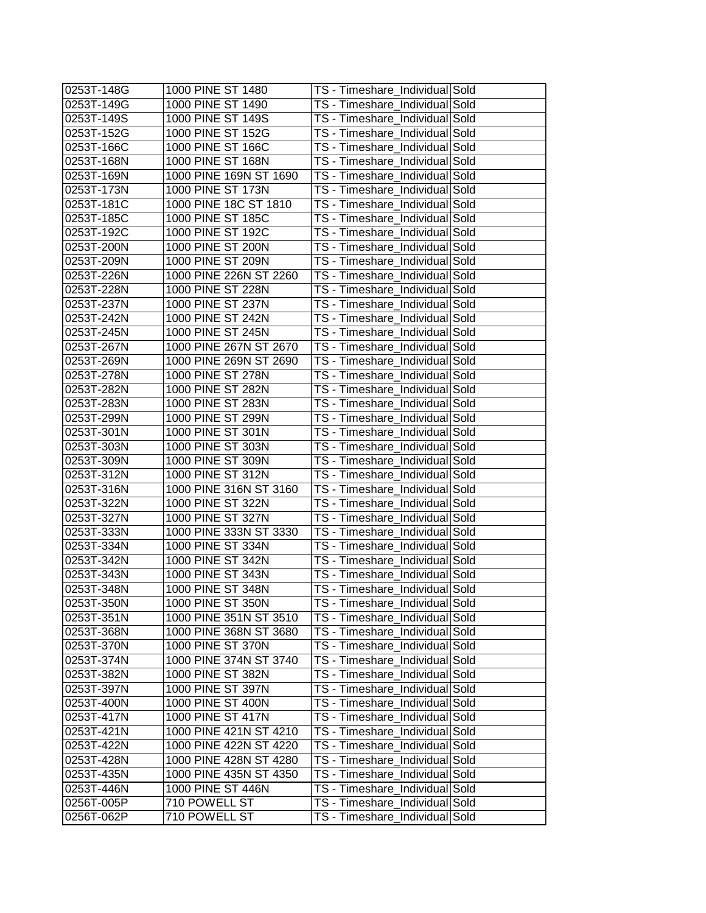| | | | |
|---|---|---|---|
| 0253T-148G | 1000 PINE ST 1480 | TS - Timeshare_Individual | Sold |
| 0253T-149G | 1000 PINE ST 1490 | TS - Timeshare_Individual | Sold |
| 0253T-149S | 1000 PINE ST 149S | TS - Timeshare_Individual | Sold |
| 0253T-152G | 1000 PINE ST 152G | TS - Timeshare_Individual | Sold |
| 0253T-166C | 1000 PINE ST 166C | TS - Timeshare_Individual | Sold |
| 0253T-168N | 1000 PINE ST 168N | TS - Timeshare_Individual | Sold |
| 0253T-169N | 1000 PINE 169N ST 1690 | TS - Timeshare_Individual | Sold |
| 0253T-173N | 1000 PINE ST 173N | TS - Timeshare_Individual | Sold |
| 0253T-181C | 1000 PINE 18C ST 1810 | TS - Timeshare_Individual | Sold |
| 0253T-185C | 1000 PINE ST 185C | TS - Timeshare_Individual | Sold |
| 0253T-192C | 1000 PINE ST 192C | TS - Timeshare_Individual | Sold |
| 0253T-200N | 1000 PINE ST 200N | TS - Timeshare_Individual | Sold |
| 0253T-209N | 1000 PINE ST 209N | TS - Timeshare_Individual | Sold |
| 0253T-226N | 1000 PINE 226N ST 2260 | TS - Timeshare_Individual | Sold |
| 0253T-228N | 1000 PINE ST 228N | TS - Timeshare_Individual | Sold |
| 0253T-237N | 1000 PINE ST 237N | TS - Timeshare_Individual | Sold |
| 0253T-242N | 1000 PINE ST 242N | TS - Timeshare_Individual | Sold |
| 0253T-245N | 1000 PINE ST 245N | TS - Timeshare_Individual | Sold |
| 0253T-267N | 1000 PINE 267N ST 2670 | TS - Timeshare_Individual | Sold |
| 0253T-269N | 1000 PINE 269N ST 2690 | TS - Timeshare_Individual | Sold |
| 0253T-278N | 1000 PINE ST 278N | TS - Timeshare_Individual | Sold |
| 0253T-282N | 1000 PINE ST 282N | TS - Timeshare_Individual | Sold |
| 0253T-283N | 1000 PINE ST 283N | TS - Timeshare_Individual | Sold |
| 0253T-299N | 1000 PINE ST 299N | TS - Timeshare_Individual | Sold |
| 0253T-301N | 1000 PINE ST 301N | TS - Timeshare_Individual | Sold |
| 0253T-303N | 1000 PINE ST 303N | TS - Timeshare_Individual | Sold |
| 0253T-309N | 1000 PINE ST 309N | TS - Timeshare_Individual | Sold |
| 0253T-312N | 1000 PINE ST 312N | TS - Timeshare_Individual | Sold |
| 0253T-316N | 1000 PINE 316N ST 3160 | TS - Timeshare_Individual | Sold |
| 0253T-322N | 1000 PINE ST 322N | TS - Timeshare_Individual | Sold |
| 0253T-327N | 1000 PINE ST 327N | TS - Timeshare_Individual | Sold |
| 0253T-333N | 1000 PINE 333N ST 3330 | TS - Timeshare_Individual | Sold |
| 0253T-334N | 1000 PINE ST 334N | TS - Timeshare_Individual | Sold |
| 0253T-342N | 1000 PINE ST 342N | TS - Timeshare_Individual | Sold |
| 0253T-343N | 1000 PINE ST 343N | TS - Timeshare_Individual | Sold |
| 0253T-348N | 1000 PINE ST 348N | TS - Timeshare_Individual | Sold |
| 0253T-350N | 1000 PINE ST 350N | TS - Timeshare_Individual | Sold |
| 0253T-351N | 1000 PINE 351N ST 3510 | TS - Timeshare_Individual | Sold |
| 0253T-368N | 1000 PINE 368N ST 3680 | TS - Timeshare_Individual | Sold |
| 0253T-370N | 1000 PINE ST 370N | TS - Timeshare_Individual | Sold |
| 0253T-374N | 1000 PINE 374N ST 3740 | TS - Timeshare_Individual | Sold |
| 0253T-382N | 1000 PINE ST 382N | TS - Timeshare_Individual | Sold |
| 0253T-397N | 1000 PINE ST 397N | TS - Timeshare_Individual | Sold |
| 0253T-400N | 1000 PINE ST 400N | TS - Timeshare_Individual | Sold |
| 0253T-417N | 1000 PINE ST 417N | TS - Timeshare_Individual | Sold |
| 0253T-421N | 1000 PINE 421N ST 4210 | TS - Timeshare_Individual | Sold |
| 0253T-422N | 1000 PINE 422N ST 4220 | TS - Timeshare_Individual | Sold |
| 0253T-428N | 1000 PINE 428N ST 4280 | TS - Timeshare_Individual | Sold |
| 0253T-435N | 1000 PINE 435N ST 4350 | TS - Timeshare_Individual | Sold |
| 0253T-446N | 1000 PINE ST 446N | TS - Timeshare_Individual | Sold |
| 0256T-005P | 710 POWELL ST | TS - Timeshare_Individual | Sold |
| 0256T-062P | 710 POWELL ST | TS - Timeshare_Individual | Sold |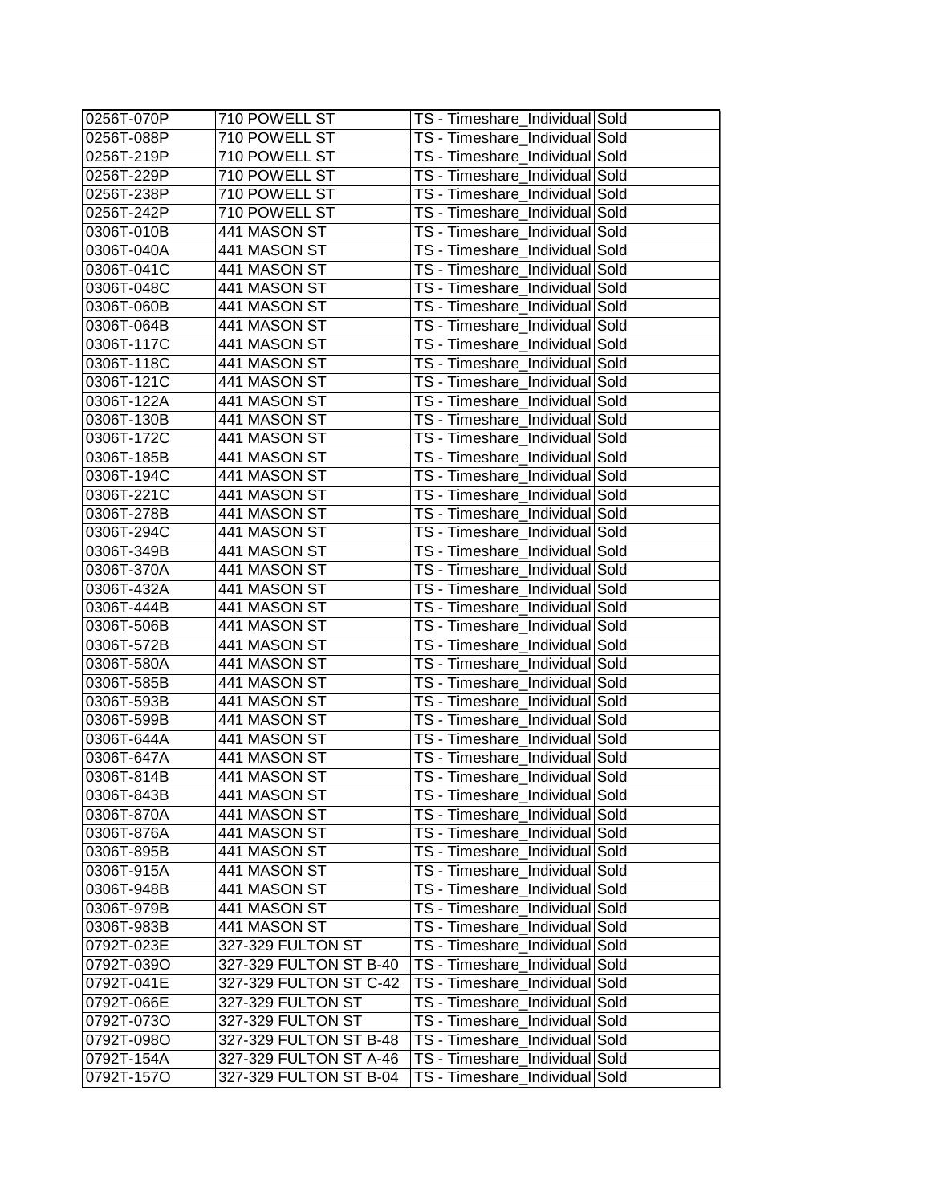| 0256T-070P | 710 POWELL ST | TS - Timeshare_Individual | Sold |
|---|---|---|---|
| 0256T-088P | 710 POWELL ST | TS - Timeshare_Individual | Sold |
| 0256T-219P | 710 POWELL ST | TS - Timeshare_Individual | Sold |
| 0256T-229P | 710 POWELL ST | TS - Timeshare_Individual | Sold |
| 0256T-238P | 710 POWELL ST | TS - Timeshare_Individual | Sold |
| 0256T-242P | 710 POWELL ST | TS - Timeshare_Individual | Sold |
| 0306T-010B | 441 MASON ST | TS - Timeshare_Individual | Sold |
| 0306T-040A | 441 MASON ST | TS - Timeshare_Individual | Sold |
| 0306T-041C | 441 MASON ST | TS - Timeshare_Individual | Sold |
| 0306T-048C | 441 MASON ST | TS - Timeshare_Individual | Sold |
| 0306T-060B | 441 MASON ST | TS - Timeshare_Individual | Sold |
| 0306T-064B | 441 MASON ST | TS - Timeshare_Individual | Sold |
| 0306T-117C | 441 MASON ST | TS - Timeshare_Individual | Sold |
| 0306T-118C | 441 MASON ST | TS - Timeshare_Individual | Sold |
| 0306T-121C | 441 MASON ST | TS - Timeshare_Individual | Sold |
| 0306T-122A | 441 MASON ST | TS - Timeshare_Individual | Sold |
| 0306T-130B | 441 MASON ST | TS - Timeshare_Individual | Sold |
| 0306T-172C | 441 MASON ST | TS - Timeshare_Individual | Sold |
| 0306T-185B | 441 MASON ST | TS - Timeshare_Individual | Sold |
| 0306T-194C | 441 MASON ST | TS - Timeshare_Individual | Sold |
| 0306T-221C | 441 MASON ST | TS - Timeshare_Individual | Sold |
| 0306T-278B | 441 MASON ST | TS - Timeshare_Individual | Sold |
| 0306T-294C | 441 MASON ST | TS - Timeshare_Individual | Sold |
| 0306T-349B | 441 MASON ST | TS - Timeshare_Individual | Sold |
| 0306T-370A | 441 MASON ST | TS - Timeshare_Individual | Sold |
| 0306T-432A | 441 MASON ST | TS - Timeshare_Individual | Sold |
| 0306T-444B | 441 MASON ST | TS - Timeshare_Individual | Sold |
| 0306T-506B | 441 MASON ST | TS - Timeshare_Individual | Sold |
| 0306T-572B | 441 MASON ST | TS - Timeshare_Individual | Sold |
| 0306T-580A | 441 MASON ST | TS - Timeshare_Individual | Sold |
| 0306T-585B | 441 MASON ST | TS - Timeshare_Individual | Sold |
| 0306T-593B | 441 MASON ST | TS - Timeshare_Individual | Sold |
| 0306T-599B | 441 MASON ST | TS - Timeshare_Individual | Sold |
| 0306T-644A | 441 MASON ST | TS - Timeshare_Individual | Sold |
| 0306T-647A | 441 MASON ST | TS - Timeshare_Individual | Sold |
| 0306T-814B | 441 MASON ST | TS - Timeshare_Individual | Sold |
| 0306T-843B | 441 MASON ST | TS - Timeshare_Individual | Sold |
| 0306T-870A | 441 MASON ST | TS - Timeshare_Individual | Sold |
| 0306T-876A | 441 MASON ST | TS - Timeshare_Individual | Sold |
| 0306T-895B | 441 MASON ST | TS - Timeshare_Individual | Sold |
| 0306T-915A | 441 MASON ST | TS - Timeshare_Individual | Sold |
| 0306T-948B | 441 MASON ST | TS - Timeshare_Individual | Sold |
| 0306T-979B | 441 MASON ST | TS - Timeshare_Individual | Sold |
| 0306T-983B | 441 MASON ST | TS - Timeshare_Individual | Sold |
| 0792T-023E | 327-329 FULTON ST | TS - Timeshare_Individual | Sold |
| 0792T-039O | 327-329 FULTON ST B-40 | TS - Timeshare_Individual | Sold |
| 0792T-041E | 327-329 FULTON ST C-42 | TS - Timeshare_Individual | Sold |
| 0792T-066E | 327-329 FULTON ST | TS - Timeshare_Individual | Sold |
| 0792T-073O | 327-329 FULTON ST | TS - Timeshare_Individual | Sold |
| 0792T-098O | 327-329 FULTON ST B-48 | TS - Timeshare_Individual | Sold |
| 0792T-154A | 327-329 FULTON ST A-46 | TS - Timeshare_Individual | Sold |
| 0792T-157O | 327-329 FULTON ST B-04 | TS - Timeshare_Individual | Sold |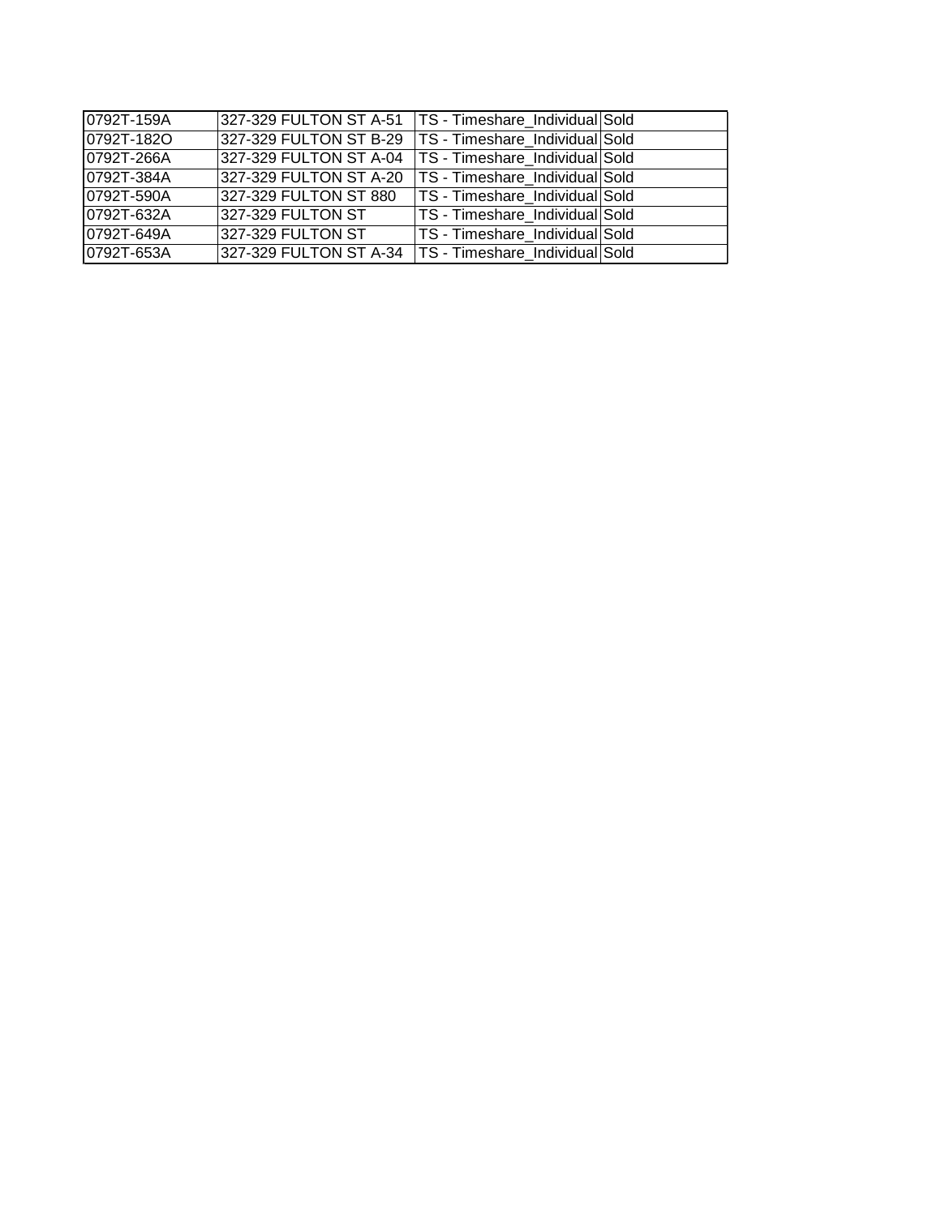| | | | |
|---|---|---|---|
| 0792T-159A | 327-329 FULTON ST A-51 | TS - Timeshare_Individual | Sold |
| 0792T-182O | 327-329 FULTON ST B-29 | TS - Timeshare_Individual | Sold |
| 0792T-266A | 327-329 FULTON ST A-04 | TS - Timeshare_Individual | Sold |
| 0792T-384A | 327-329 FULTON ST A-20 | TS - Timeshare_Individual | Sold |
| 0792T-590A | 327-329 FULTON ST 880 | TS - Timeshare_Individual | Sold |
| 0792T-632A | 327-329 FULTON ST | TS - Timeshare_Individual | Sold |
| 0792T-649A | 327-329 FULTON ST | TS - Timeshare_Individual | Sold |
| 0792T-653A | 327-329 FULTON ST A-34 | TS - Timeshare_Individual | Sold |